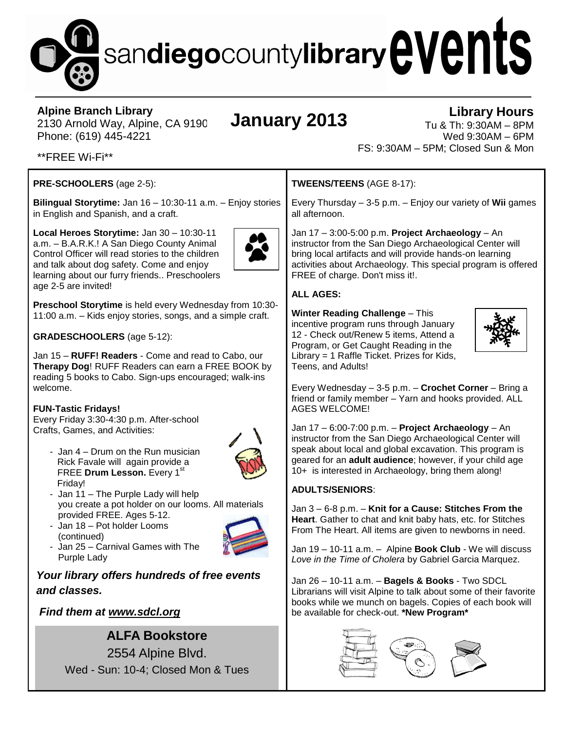# sandiegocountylibrary events

**Alpine Branch Library**
2130 Arnold Way, Alpine, CA 9190
Phone: (619) 445-4221

**FREE Wi-Fi**

## January 2013

**Library Hours**
Tu & Th: 9:30AM – 8PM
Wed 9:30AM – 6PM
FS: 9:30AM – 5PM; Closed Sun & Mon

**PRE-SCHOOLERS** (age 2-5):

**Bilingual Storytime:** Jan 16 – 10:30-11 a.m. – Enjoy stories in English and Spanish, and a craft.

**Local Heroes Storytime:** Jan 30 – 10:30-11 a.m. – B.A.R.K.! A San Diego County Animal Control Officer will read stories to the children and talk about dog safety. Come and enjoy learning about our furry friends.. Preschoolers age 2-5 are invited!

**Preschool Storytime** is held every Wednesday from 10:30-11:00 a.m. – Kids enjoy stories, songs, and a simple craft.

**GRADESCHOOLERS** (age 5-12):

Jan 15 – **RUFF! Readers** - Come and read to Cabo, our **Therapy Dog**! RUFF Readers can earn a FREE BOOK by reading 5 books to Cabo. Sign-ups encouraged; walk-ins welcome.

**FUN-Tastic Fridays!**
Every Friday 3:30-4:30 p.m. After-school Crafts, Games, and Activities:

- Jan 4 – Drum on the Run musician Rick Favale will again provide a FREE **Drum Lesson.** Every 1st Friday!
- Jan 11 – The Purple Lady will help you create a pot holder on our looms. All materials provided FREE. Ages 5-12.
- Jan 18 – Pot holder Looms (continued)
- Jan 25 – Carnival Games with The Purple Lady

***Your library offers hundreds of free events and classes.***

***Find them at www.sdcl.org***

**ALFA Bookstore**
2554 Alpine Blvd.
Wed - Sun: 10-4; Closed Mon & Tues

**TWEENS/TEENS** (AGE 8-17):

Every Thursday – 3-5 p.m. – Enjoy our variety of **Wii** games all afternoon.

Jan 17 – 3:00-5:00 p.m. **Project Archaeology** – An instructor from the San Diego Archaeological Center will bring local artifacts and will provide hands-on learning activities about Archaeology. This special program is offered FREE of charge. Don't miss it!.

**ALL AGES:**

**Winter Reading Challenge** – This incentive program runs through January 12 - Check out/Renew 5 items, Attend a Program, or Get Caught Reading in the Library = 1 Raffle Ticket. Prizes for Kids, Teens, and Adults!

Every Wednesday – 3-5 p.m. – **Crochet Corner** – Bring a friend or family member – Yarn and hooks provided. ALL AGES WELCOME!

Jan 17 – 6:00-7:00 p.m. – **Project Archaeology** – An instructor from the San Diego Archaeological Center will speak about local and global excavation. This program is geared for an **adult audience**; however, if your child age 10+ is interested in Archaeology, bring them along!

**ADULTS/SENIORS**:

Jan 3 – 6-8 p.m. – **Knit for a Cause: Stitches From the Heart**. Gather to chat and knit baby hats, etc. for Stitches From The Heart. All items are given to newborns in need.

Jan 19 – 10-11 a.m. – Alpine **Book Club** - We will discuss *Love in the Time of Cholera* by Gabriel Garcia Marquez.

Jan 26 – 10-11 a.m. – **Bagels & Books** - Two SDCL Librarians will visit Alpine to talk about some of their favorite books while we munch on bagels. Copies of each book will be available for check-out. ***New Program***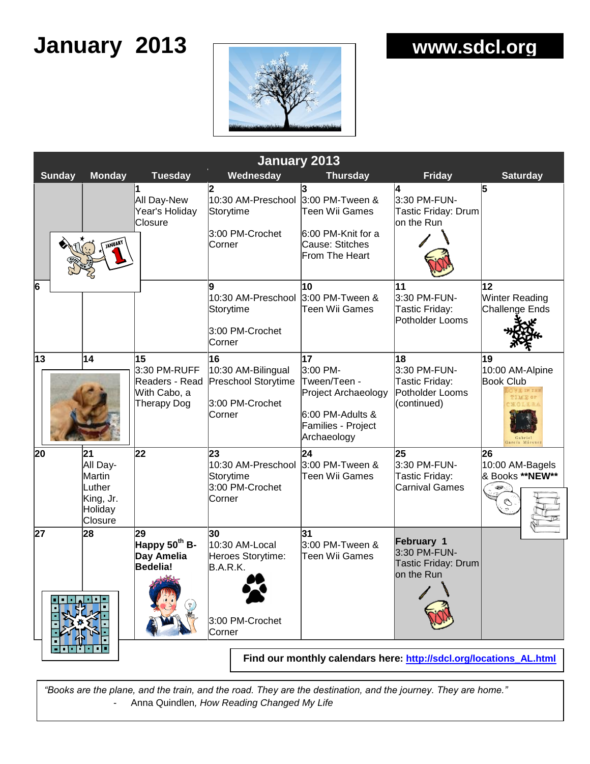# January 2013

**www.sdcl.org**

| January 2013 | | | | | | |
|---|---|---|---|---|---|---|
| **Sunday** | **Monday** | **Tuesday** | **Wednesday** | **Thursday** | **Friday** | **Saturday** |
| | | 1<br>All Day-New Year's Holiday Closure | 2<br>10:30 AM-Preschool Storytime<br><br>3:00 PM-Crochet Corner | 3<br>3:00 PM-Tween & Teen Wii Games<br><br>6:00 PM-Knit for a Cause: Stitches From The Heart | 4<br>3:30 PM-FUN-Tastic Friday: Drum on the Run | 5 |
| 6 | 7 | 8 | 9<br>10:30 AM-Preschool Storytime<br><br>3:00 PM-Crochet Corner | 10<br>3:00 PM-Tween & Teen Wii Games | 11<br>3:30 PM-FUN-Tastic Friday: Potholder Looms | 12<br>Winter Reading Challenge Ends |
| 13 | 14 | 15<br>3:30 PM-RUFF Readers - Read With Cabo, a Therapy Dog | 16<br>10:30 AM-Bilingual Preschool Storytime<br><br>3:00 PM-Crochet Corner | 17<br>3:00 PM-Tween/Teen - Project Archaeology<br><br>6:00 PM-Adults & Families - Project Archaeology | 18<br>3:30 PM-FUN-Tastic Friday: Potholder Looms (continued) | 19<br>10:00 AM-Alpine Book Club |
| 20 | 21<br>All Day-Martin Luther King, Jr. Holiday Closure | 22 | 23<br>10:30 AM-Preschool Storytime<br>3:00 PM-Crochet Corner | 24<br>3:00 PM-Tween & Teen Wii Games | 25<br>3:30 PM-FUN-Tastic Friday: Carnival Games | 26<br>10:00 AM-Bagels & Books **NEW** |
| 27 | 28 | 29<br>**Happy 50th B-Day Amelia Bedelia!** | 30<br>10:30 AM-Local Heroes Storytime: B.A.R.K.<br><br>3:00 PM-Crochet Corner | 31<br>3:00 PM-Tween & Teen Wii Games | **February 1**<br>3:30 PM-FUN-Tastic Friday: Drum on the Run | |

**Find our monthly calendars here: http://sdcl.org/locations_AL.html**

*"Books are the plane, and the train, and the road. They are the destination, and the journey. They are home."*

- Anna Quindlen, *How Reading Changed My Life*